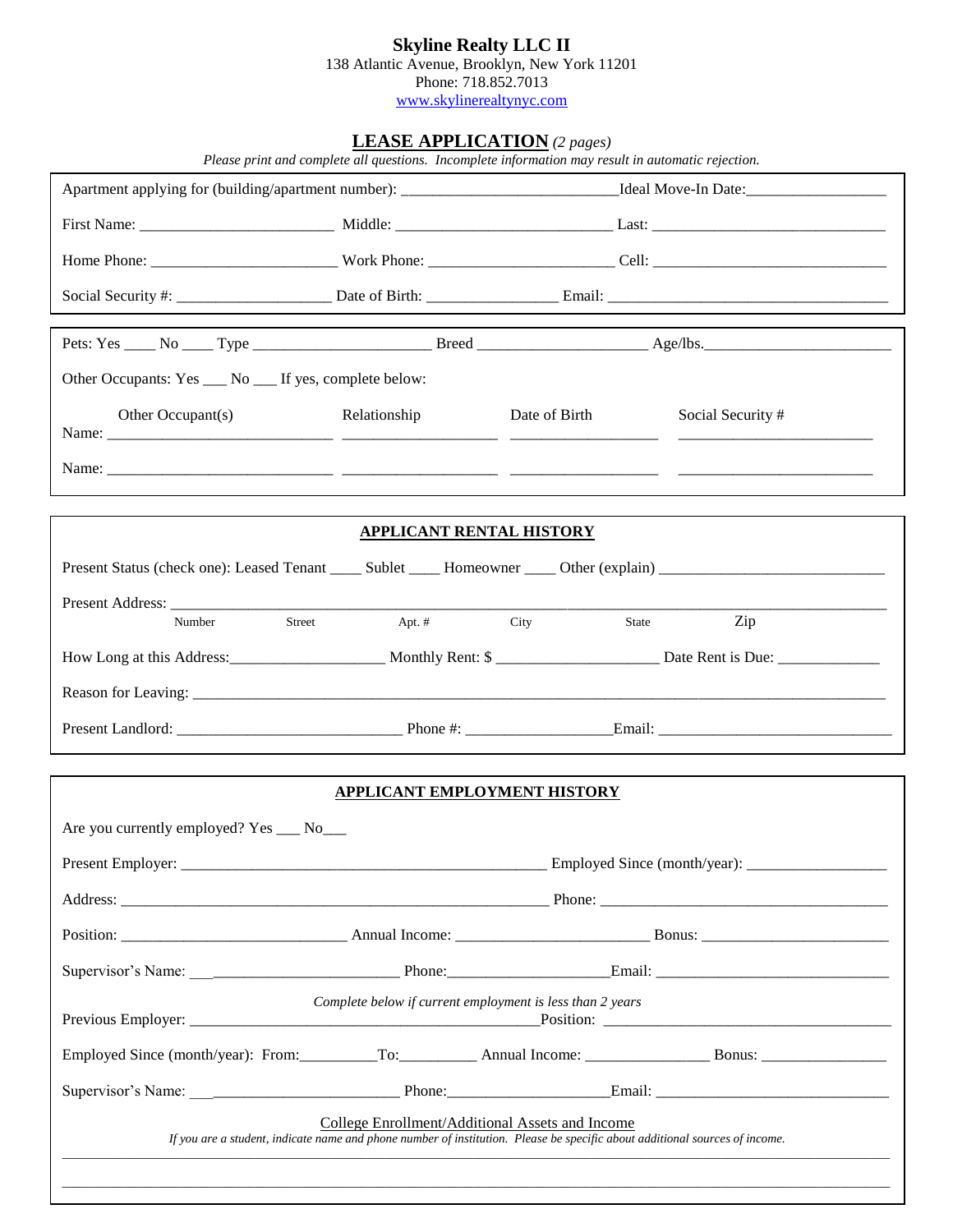# Skyline Realty LLC II

138 Atlantic Avenue, Brooklyn, New York 11201
Phone: 718.852.7013
www.skylinerealtynyc.com

## LEASE APPLICATION *(2 pages)*

*Please print and complete all questions. Incomplete information may result in automatic rejection.*

Apartment applying for (building/apartment number): ___________________________ Ideal Move-In Date: _________________

First Name: ________________________ Middle: ___________________________ Last: ______________________________

Home Phone: _______________________ Work Phone: _______________________ Cell: ______________________________

Social Security #: ___________________ Date of Birth: ________________ Email: ____________________________________

Pets: Yes ____ No ____ Type ______________________ Breed _____________________ Age/lbs. _______________________

Other Occupants: Yes ___ No ___ If yes, complete below:

| Other Occupant(s) | Relationship | Date of Birth | Social Security # |
|---|---|---|---|
| Name: ____________________________ | ___________________ | __________________ | ________________________ |
| Name: ____________________________ | ___________________ | __________________ | ________________________ |

### APPLICANT RENTAL HISTORY

Present Status (check one): Leased Tenant ____ Sublet ____ Homeowner ____ Other (explain) ____________________________

Present Address: ______________________________________________________________________________________
Number Street Apt. # City State Zip

How Long at this Address: ___________________ Monthly Rent: $ ____________________ Date Rent is Due: _____________

Reason for Leaving: ________________________________________________________________________________________

Present Landlord: ____________________________ Phone #: __________________ Email: ______________________________

### APPLICANT EMPLOYMENT HISTORY

Are you currently employed? Yes ___ No___

Present Employer: _______________________________________________ Employed Since (month/year): _________________

Address: ____________________________________________________ Phone: ____________________________________

Position: ___________________________ Annual Income: ________________________ Bonus: _______________________

Supervisor's Name: ___________________________ Phone: ____________________ Email: _____________________________

*Complete below if current employment is less than 2 years*

Previous Employer: _____________________________________________ Position: _____________________________________

Employed Since (month/year): From: __________ To: __________ Annual Income: _______________ Bonus: _______________

Supervisor's Name: ___________________________ Phone: ____________________ Email: _____________________________

College Enrollment/Additional Assets and Income

*If you are a student, indicate name and phone number of institution. Please be specific about additional sources of income.*

___________________________________________________________________________________________________________

___________________________________________________________________________________________________________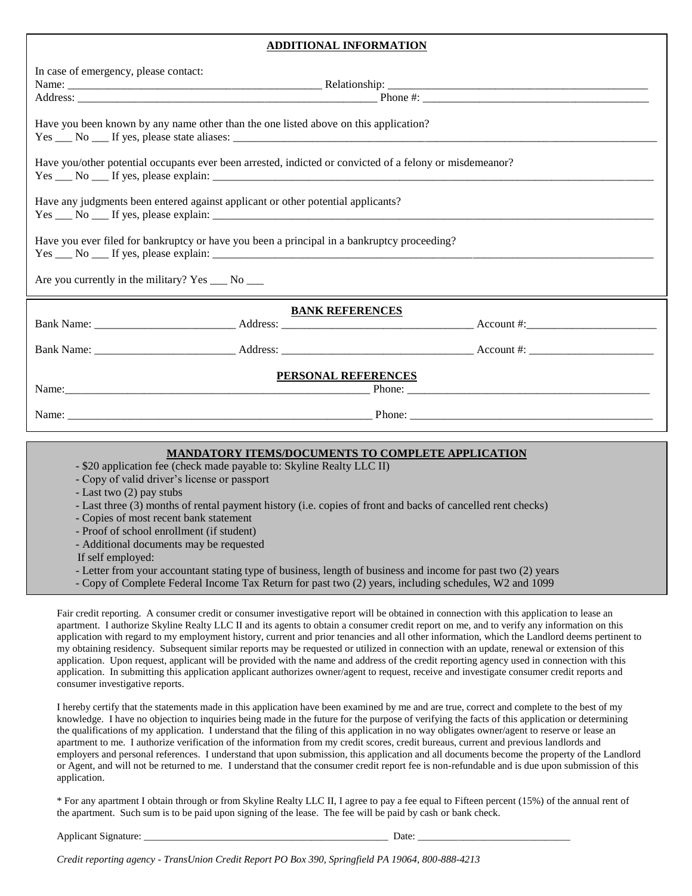## ADDITIONAL INFORMATION

In case of emergency, please contact:

Name: _____________________________________________ Relationship: _______________________________________________

Address: _______________________________________________________ Phone #: ________________________________________

Have you been known by any name other than the one listed above on this application?

Yes ___ No ___ If yes, please state aliases: ________________________________________________________________________________

Have you/other potential occupants ever been arrested, indicted or convicted of a felony or misdemeanor?

Yes ___ No ___ If yes, please explain: ____________________________________________________________________________________

Have any judgments been entered against applicant or other potential applicants?

Yes ___ No ___ If yes, please explain: ____________________________________________________________________________________

Have you ever filed for bankruptcy or have you been a principal in a bankruptcy proceeding?

Yes ___ No ___ If yes, please explain: ____________________________________________________________________________________

Are you currently in the military? Yes ___ No ___

## BANK REFERENCES

Bank Name: _________________________ Address: __________________________________ Account #:________________________

Bank Name: _________________________ Address: __________________________________ Account #: ______________________

## PERSONAL REFERENCES

Name:_________________________________________________________ Phone: ____________________________________________

Name: _________________________________________________________ Phone: ____________________________________________

## MANDATORY ITEMS/DOCUMENTS TO COMPLETE APPLICATION

- $20 application fee (check made payable to: Skyline Realty LLC II)
- Copy of valid driver's license or passport
- Last two (2) pay stubs
- Last three (3) months of rental payment history (i.e. copies of front and backs of cancelled rent checks)
- Copies of most recent bank statement
- Proof of school enrollment (if student)
- Additional documents may be requested

If self employed:

- Letter from your accountant stating type of business, length of business and income for past two (2) years
- Copy of Complete Federal Income Tax Return for past two (2) years, including schedules, W2 and 1099

Fair credit reporting. A consumer credit or consumer investigative report will be obtained in connection with this application to lease an apartment. I authorize Skyline Realty LLC II and its agents to obtain a consumer credit report on me, and to verify any information on this application with regard to my employment history, current and prior tenancies and all other information, which the Landlord deems pertinent to my obtaining residency. Subsequent similar reports may be requested or utilized in connection with an update, renewal or extension of this application. Upon request, applicant will be provided with the name and address of the credit reporting agency used in connection with this application. In submitting this application applicant authorizes owner/agent to request, receive and investigate consumer credit reports and consumer investigative reports.

I hereby certify that the statements made in this application have been examined by me and are true, correct and complete to the best of my knowledge. I have no objection to inquiries being made in the future for the purpose of verifying the facts of this application or determining the qualifications of my application. I understand that the filing of this application in no way obligates owner/agent to reserve or lease an apartment to me. I authorize verification of the information from my credit scores, credit bureaus, current and previous landlords and employers and personal references. I understand that upon submission, this application and all documents become the property of the Landlord or Agent, and will not be returned to me. I understand that the consumer credit report fee is non-refundable and is due upon submission of this application.

* For any apartment I obtain through or from Skyline Realty LLC II, I agree to pay a fee equal to Fifteen percent (15%) of the annual rent of the apartment. Such sum is to be paid upon signing of the lease. The fee will be paid by cash or bank check.

Applicant Signature: __________________________________________________ Date: ______________________________

*Credit reporting agency - TransUnion Credit Report PO Box 390, Springfield PA 19064, 800-888-4213*